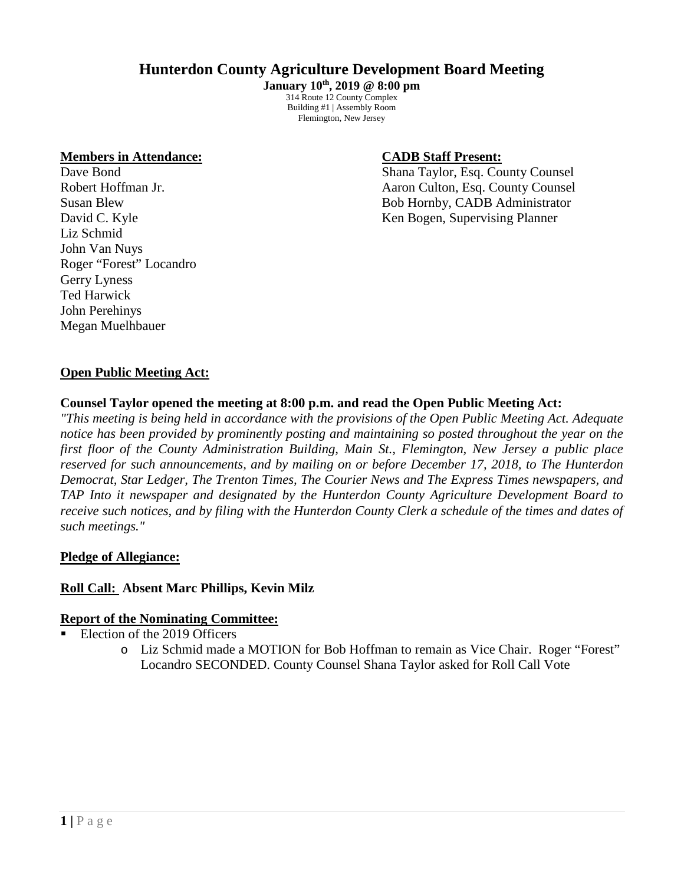# Hunterdon County Agriculture Development Board Meeting

**January 10th, 2019 @ 8:00 pm**
314 Route 12 County Complex
Building #1 | Assembly Room
Flemington, New Jersey

**Members in Attendance:**
Dave Bond
Robert Hoffman Jr.
Susan Blew
David C. Kyle
Liz Schmid
John Van Nuys
Roger "Forest" Locandro
Gerry Lyness
Ted Harwick
John Perehinys
Megan Muelhbauer

**CADB Staff Present:**
Shana Taylor, Esq. County Counsel
Aaron Culton, Esq. County Counsel
Bob Hornby, CADB Administrator
Ken Bogen, Supervising Planner

**Open Public Meeting Act:**

**Counsel Taylor opened the meeting at 8:00 p.m. and read the Open Public Meeting Act:**
*"This meeting is being held in accordance with the provisions of the Open Public Meeting Act. Adequate notice has been provided by prominently posting and maintaining so posted throughout the year on the first floor of the County Administration Building, Main St., Flemington, New Jersey a public place reserved for such announcements, and by mailing on or before December 17, 2018, to The Hunterdon Democrat, Star Ledger, The Trenton Times, The Courier News and The Express Times newspapers, and TAP Into it newspaper and designated by the Hunterdon County Agriculture Development Board to receive such notices, and by filing with the Hunterdon County Clerk a schedule of the times and dates of such meetings."*

**Pledge of Allegiance:**

**Roll Call: Absent Marc Phillips, Kevin Milz**

**Report of the Nominating Committee:**

- Election of the 2019 Officers
  - Liz Schmid made a MOTION for Bob Hoffman to remain as Vice Chair. Roger "Forest" Locandro SECONDED. County Counsel Shana Taylor asked for Roll Call Vote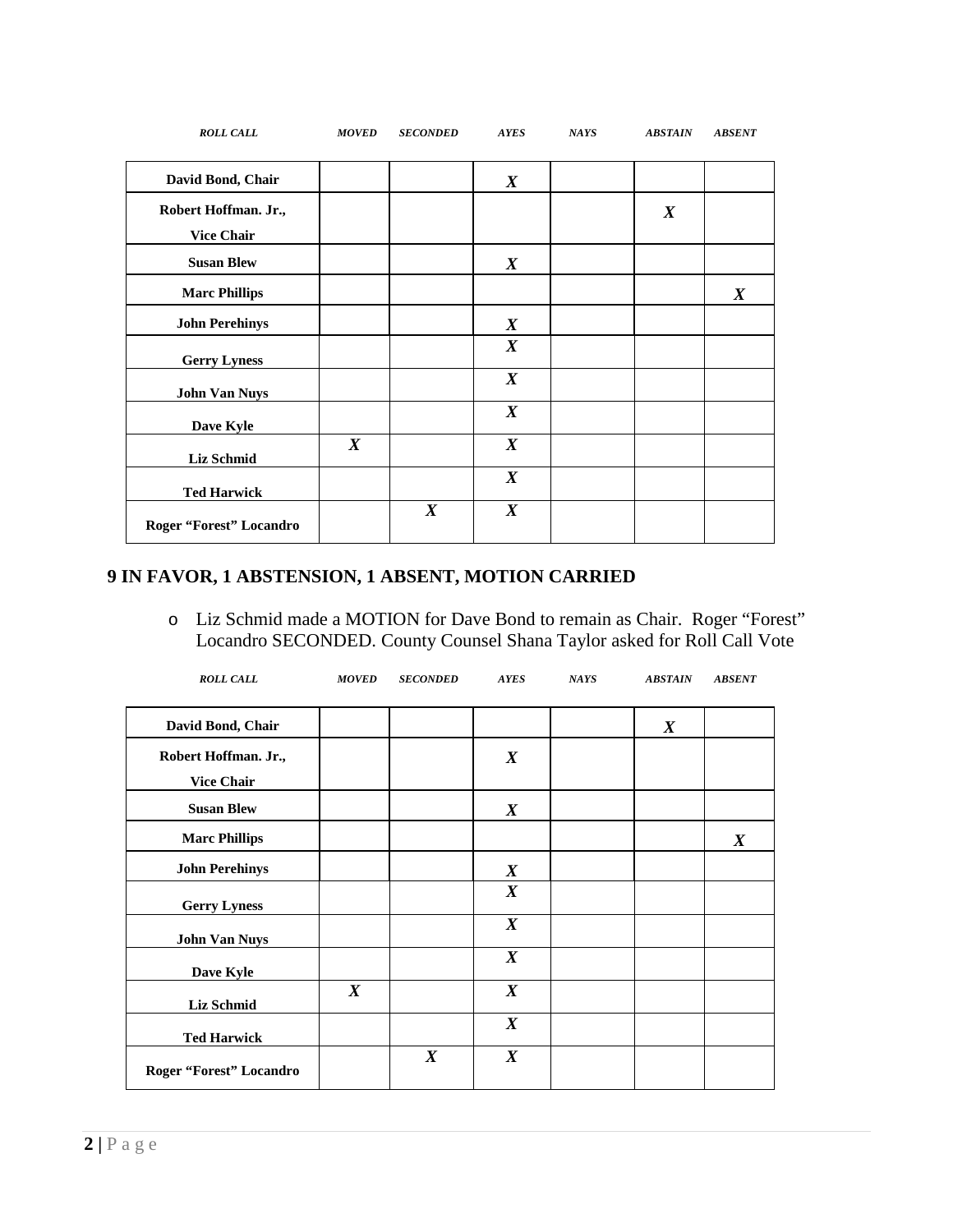| ROLL CALL | MOVED | SECONDED | AYES | NAYS | ABSTAIN | ABSENT |
|---|---|---|---|---|---|---|
| David Bond, Chair | | | X | | | |
| Robert Hoffman. Jr., Vice Chair | | | | | X | |
| Susan Blew | | | X | | | |
| Marc Phillips | | | | | | X |
| John Perehinys | | | X | | | |
| Gerry Lyness | | | X | | | |
| John Van Nuys | | | X | | | |
| Dave Kyle | | | X | | | |
| Liz Schmid | X | | X | | | |
| Ted Harwick | | | X | | | |
| Roger "Forest" Locandro | | X | X | | | |

**9 IN FAVOR, 1 ABSTENSION, 1 ABSENT, MOTION CARRIED**

- Liz Schmid made a MOTION for Dave Bond to remain as Chair. Roger "Forest" Locandro SECONDED. County Counsel Shana Taylor asked for Roll Call Vote

| ROLL CALL | MOVED | SECONDED | AYES | NAYS | ABSTAIN | ABSENT |
|---|---|---|---|---|---|---|
| David Bond, Chair | | | | | X | |
| Robert Hoffman. Jr., Vice Chair | | | X | | | |
| Susan Blew | | | X | | | |
| Marc Phillips | | | | | | X |
| John Perehinys | | | X | | | |
| Gerry Lyness | | | X | | | |
| John Van Nuys | | | X | | | |
| Dave Kyle | | | X | | | |
| Liz Schmid | X | | X | | | |
| Ted Harwick | | | X | | | |
| Roger "Forest" Locandro | | X | X | | | |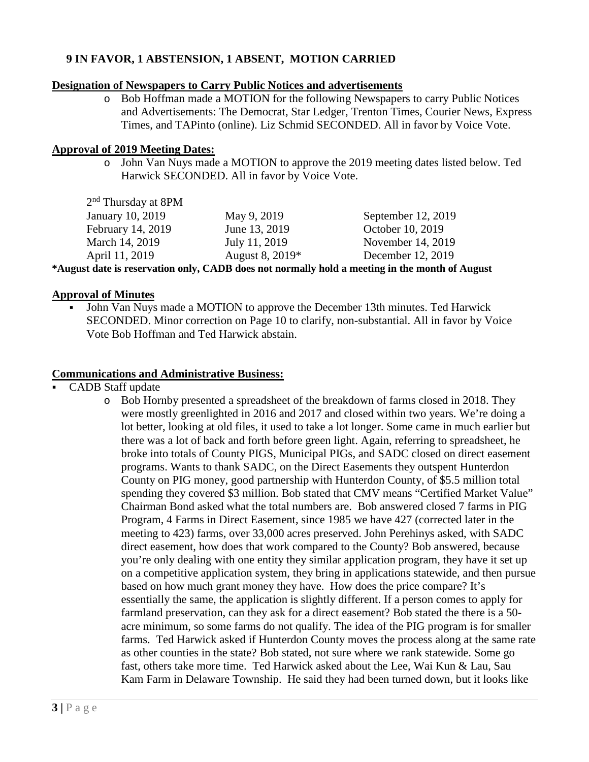**9 IN FAVOR, 1 ABSTENSION, 1 ABSENT, MOTION CARRIED**

**Designation of Newspapers to Carry Public Notices and advertisements**

- Bob Hoffman made a MOTION for the following Newspapers to carry Public Notices and Advertisements: The Democrat, Star Ledger, Trenton Times, Courier News, Express Times, and TAPinto (online). Liz Schmid SECONDED. All in favor by Voice Vote.

**Approval of 2019 Meeting Dates:**

- John Van Nuys made a MOTION to approve the 2019 meeting dates listed below. Ted Harwick SECONDED. All in favor by Voice Vote.

2nd Thursday at 8PM

| | | |
|---|---|---|
| January 10, 2019 | May 9, 2019 | September 12, 2019 |
| February 14, 2019 | June 13, 2019 | October 10, 2019 |
| March 14, 2019 | July 11, 2019 | November 14, 2019 |
| April 11, 2019 | August 8, 2019* | December 12, 2019 |

**\*August date is reservation only, CADB does not normally hold a meeting in the month of August**

**Approval of Minutes**

- John Van Nuys made a MOTION to approve the December 13th minutes. Ted Harwick SECONDED. Minor correction on Page 10 to clarify, non-substantial. All in favor by Voice Vote Bob Hoffman and Ted Harwick abstain.

**Communications and Administrative Business:**

- CADB Staff update
  - Bob Hornby presented a spreadsheet of the breakdown of farms closed in 2018. They were mostly greenlighted in 2016 and 2017 and closed within two years. We're doing a lot better, looking at old files, it used to take a lot longer. Some came in much earlier but there was a lot of back and forth before green light. Again, referring to spreadsheet, he broke into totals of County PIGS, Municipal PIGs, and SADC closed on direct easement programs. Wants to thank SADC, on the Direct Easements they outspent Hunterdon County on PIG money, good partnership with Hunterdon County, of $5.5 million total spending they covered $3 million. Bob stated that CMV means "Certified Market Value" Chairman Bond asked what the total numbers are. Bob answered closed 7 farms in PIG Program, 4 Farms in Direct Easement, since 1985 we have 427 (corrected later in the meeting to 423) farms, over 33,000 acres preserved. John Perehinys asked, with SADC direct easement, how does that work compared to the County? Bob answered, because you're only dealing with one entity they similar application program, they have it set up on a competitive application system, they bring in applications statewide, and then pursue based on how much grant money they have. How does the price compare? It's essentially the same, the application is slightly different. If a person comes to apply for farmland preservation, can they ask for a direct easement? Bob stated the there is a 50-acre minimum, so some farms do not qualify. The idea of the PIG program is for smaller farms. Ted Harwick asked if Hunterdon County moves the process along at the same rate as other counties in the state? Bob stated, not sure where we rank statewide. Some go fast, others take more time. Ted Harwick asked about the Lee, Wai Kun & Lau, Sau Kam Farm in Delaware Township. He said they had been turned down, but it looks like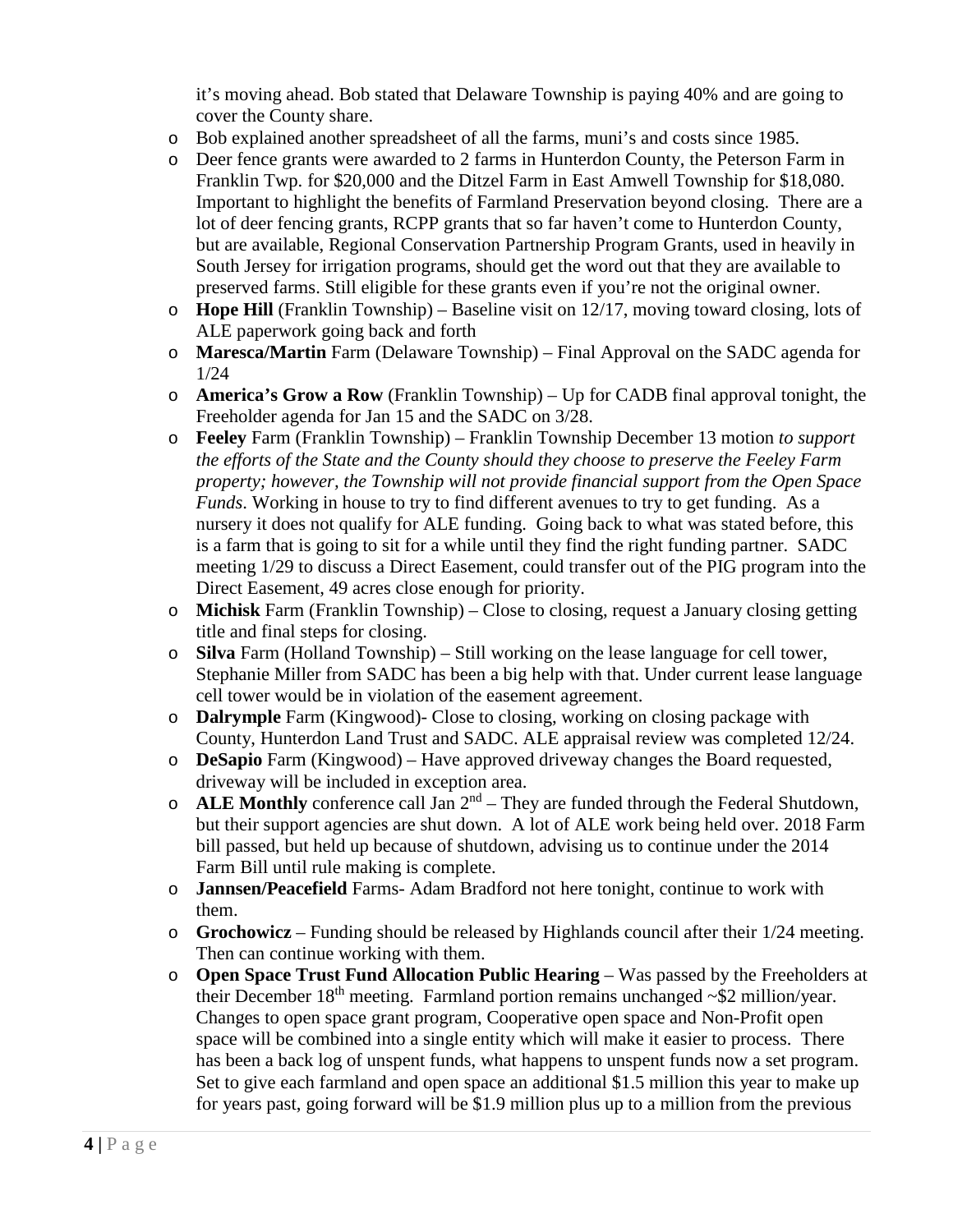it's moving ahead. Bob stated that Delaware Township is paying 40% and are going to cover the County share.

- Bob explained another spreadsheet of all the farms, muni's and costs since 1985.
- Deer fence grants were awarded to 2 farms in Hunterdon County, the Peterson Farm in Franklin Twp. for $20,000 and the Ditzel Farm in East Amwell Township for $18,080. Important to highlight the benefits of Farmland Preservation beyond closing. There are a lot of deer fencing grants, RCPP grants that so far haven't come to Hunterdon County, but are available, Regional Conservation Partnership Program Grants, used in heavily in South Jersey for irrigation programs, should get the word out that they are available to preserved farms. Still eligible for these grants even if you're not the original owner.
- **Hope Hill** (Franklin Township) – Baseline visit on 12/17, moving toward closing, lots of ALE paperwork going back and forth
- **Maresca/Martin** Farm (Delaware Township) – Final Approval on the SADC agenda for 1/24
- **America's Grow a Row** (Franklin Township) – Up for CADB final approval tonight, the Freeholder agenda for Jan 15 and the SADC on 3/28.
- **Feeley** Farm (Franklin Township) – Franklin Township December 13 motion *to support the efforts of the State and the County should they choose to preserve the Feeley Farm property; however, the Township will not provide financial support from the Open Space Funds*. Working in house to try to find different avenues to try to get funding. As a nursery it does not qualify for ALE funding. Going back to what was stated before, this is a farm that is going to sit for a while until they find the right funding partner. SADC meeting 1/29 to discuss a Direct Easement, could transfer out of the PIG program into the Direct Easement, 49 acres close enough for priority.
- **Michisk** Farm (Franklin Township) – Close to closing, request a January closing getting title and final steps for closing.
- **Silva** Farm (Holland Township) – Still working on the lease language for cell tower, Stephanie Miller from SADC has been a big help with that. Under current lease language cell tower would be in violation of the easement agreement.
- **Dalrymple** Farm (Kingwood)- Close to closing, working on closing package with County, Hunterdon Land Trust and SADC. ALE appraisal review was completed 12/24.
- **DeSapio** Farm (Kingwood) – Have approved driveway changes the Board requested, driveway will be included in exception area.
- **ALE Monthly** conference call Jan 2nd – They are funded through the Federal Shutdown, but their support agencies are shut down. A lot of ALE work being held over. 2018 Farm bill passed, but held up because of shutdown, advising us to continue under the 2014 Farm Bill until rule making is complete.
- **Jannsen/Peacefield** Farms- Adam Bradford not here tonight, continue to work with them.
- **Grochowicz** – Funding should be released by Highlands council after their 1/24 meeting. Then can continue working with them.
- **Open Space Trust Fund Allocation Public Hearing** – Was passed by the Freeholders at their December 18th meeting. Farmland portion remains unchanged ~$2 million/year. Changes to open space grant program, Cooperative open space and Non-Profit open space will be combined into a single entity which will make it easier to process. There has been a back log of unspent funds, what happens to unspent funds now a set program. Set to give each farmland and open space an additional $1.5 million this year to make up for years past, going forward will be $1.9 million plus up to a million from the previous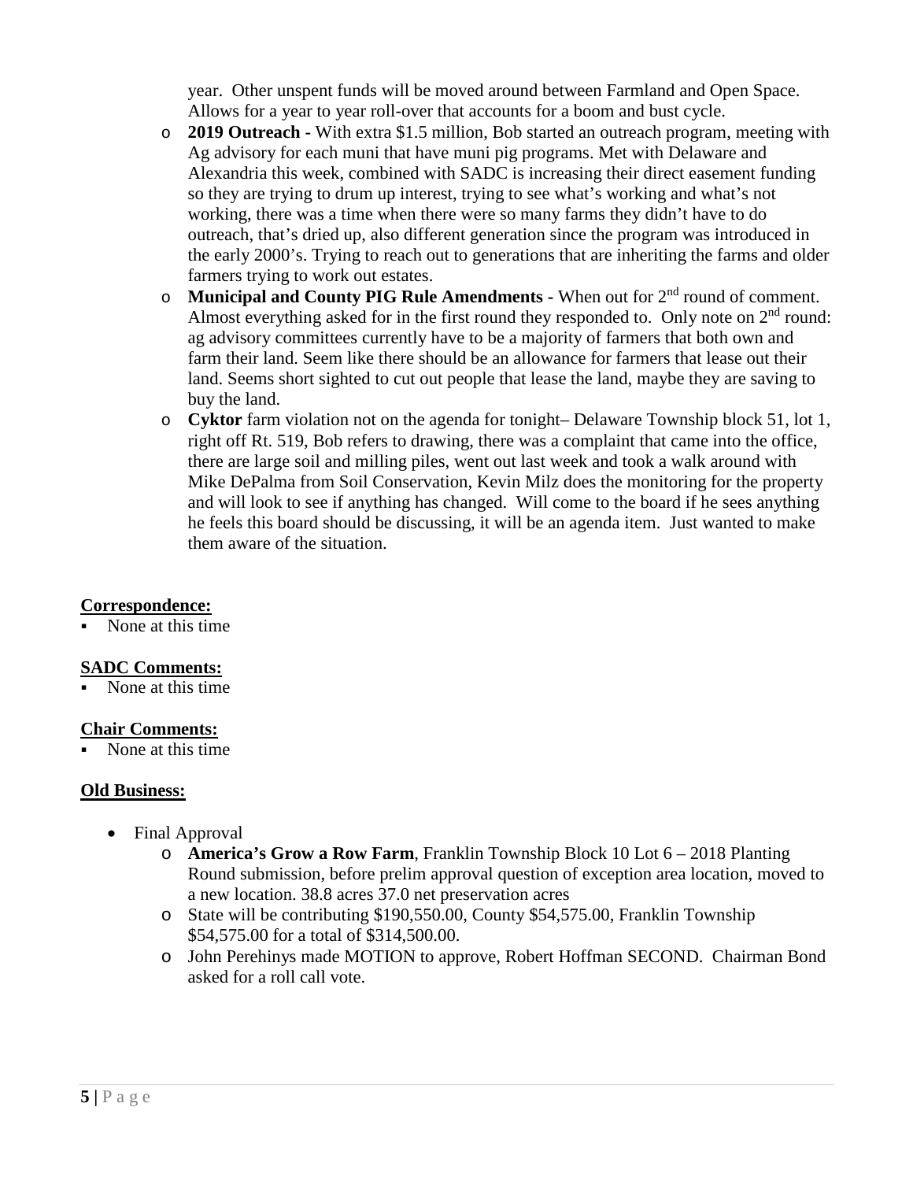year. Other unspent funds will be moved around between Farmland and Open Space. Allows for a year to year roll-over that accounts for a boom and bust cycle.

- **2019 Outreach -** With extra $1.5 million, Bob started an outreach program, meeting with Ag advisory for each muni that have muni pig programs. Met with Delaware and Alexandria this week, combined with SADC is increasing their direct easement funding so they are trying to drum up interest, trying to see what's working and what's not working, there was a time when there were so many farms they didn't have to do outreach, that's dried up, also different generation since the program was introduced in the early 2000's. Trying to reach out to generations that are inheriting the farms and older farmers trying to work out estates.
- **Municipal and County PIG Rule Amendments -** When out for 2nd round of comment. Almost everything asked for in the first round they responded to. Only note on 2nd round: ag advisory committees currently have to be a majority of farmers that both own and farm their land. Seem like there should be an allowance for farmers that lease out their land. Seems short sighted to cut out people that lease the land, maybe they are saving to buy the land.
- **Cyktor** farm violation not on the agenda for tonight– Delaware Township block 51, lot 1, right off Rt. 519, Bob refers to drawing, there was a complaint that came into the office, there are large soil and milling piles, went out last week and took a walk around with Mike DePalma from Soil Conservation, Kevin Milz does the monitoring for the property and will look to see if anything has changed. Will come to the board if he sees anything he feels this board should be discussing, it will be an agenda item. Just wanted to make them aware of the situation.

**Correspondence:**

- None at this time

**SADC Comments:**

- None at this time

**Chair Comments:**

- None at this time

**Old Business:**

- Final Approval
  - **America's Grow a Row Farm**, Franklin Township Block 10 Lot 6 – 2018 Planting Round submission, before prelim approval question of exception area location, moved to a new location. 38.8 acres 37.0 net preservation acres
  - State will be contributing $190,550.00, County $54,575.00, Franklin Township $54,575.00 for a total of $314,500.00.
  - John Perehinys made MOTION to approve, Robert Hoffman SECOND. Chairman Bond asked for a roll call vote.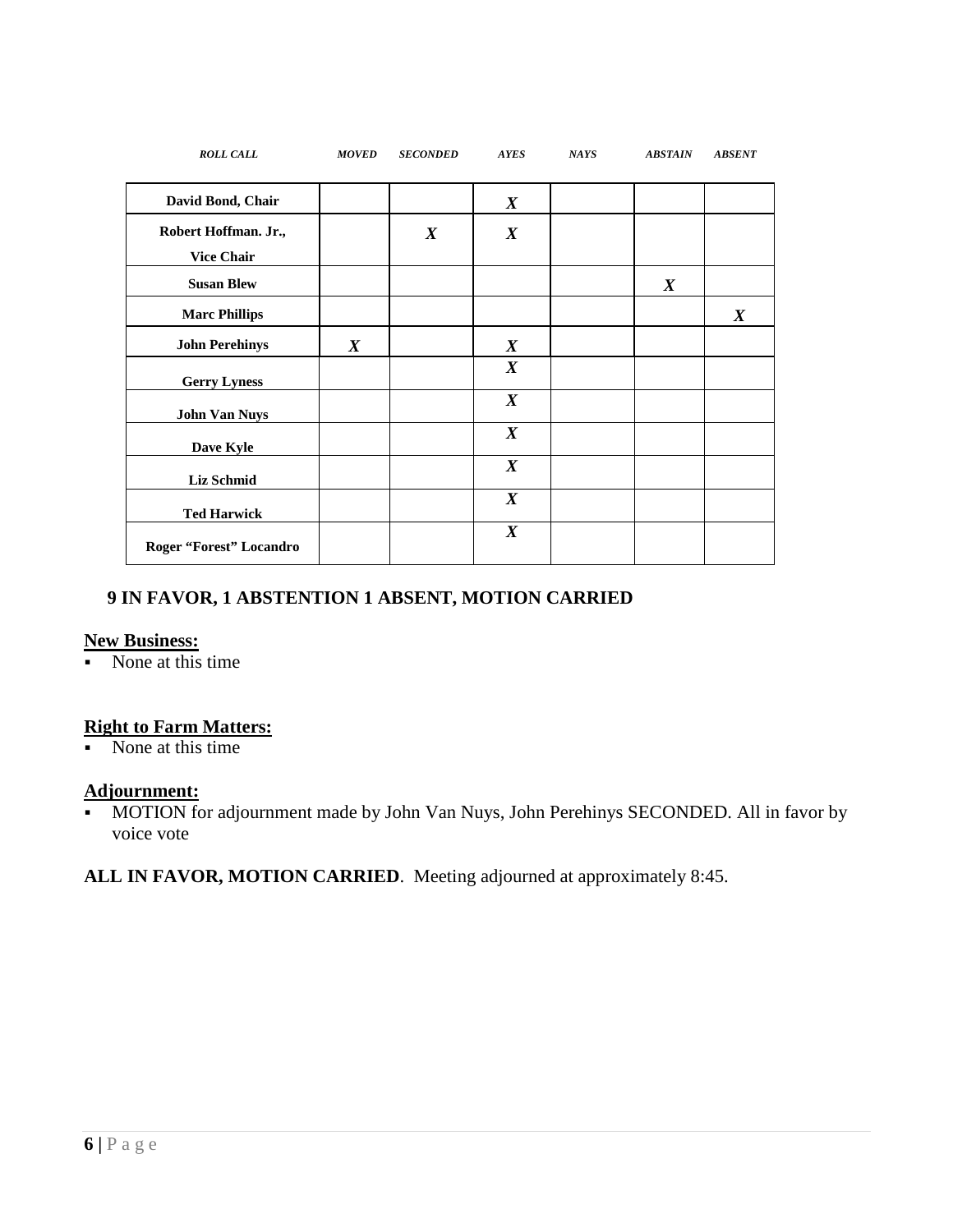| ROLL CALL | MOVED | SECONDED | AYES | NAYS | ABSTAIN | ABSENT |
|---|---|---|---|---|---|---|
| David Bond, Chair | | | X | | | |
| Robert Hoffman. Jr., Vice Chair | | X | X | | | |
| Susan Blew | | | | | X | |
| Marc Phillips | | | | | | X |
| John Perehinys | X | | X | | | |
| Gerry Lyness | | | X | | | |
| John Van Nuys | | | X | | | |
| Dave Kyle | | | X | | | |
| Liz Schmid | | | X | | | |
| Ted Harwick | | | X | | | |
| Roger "Forest" Locandro | | | X | | | |

**9 IN FAVOR, 1 ABSTENTION 1 ABSENT, MOTION CARRIED**

**New Business:**

- None at this time

**Right to Farm Matters:**

- None at this time

**Adjournment:**

- MOTION for adjournment made by John Van Nuys, John Perehinys SECONDED. All in favor by voice vote

**ALL IN FAVOR, MOTION CARRIED**. Meeting adjourned at approximately 8:45.